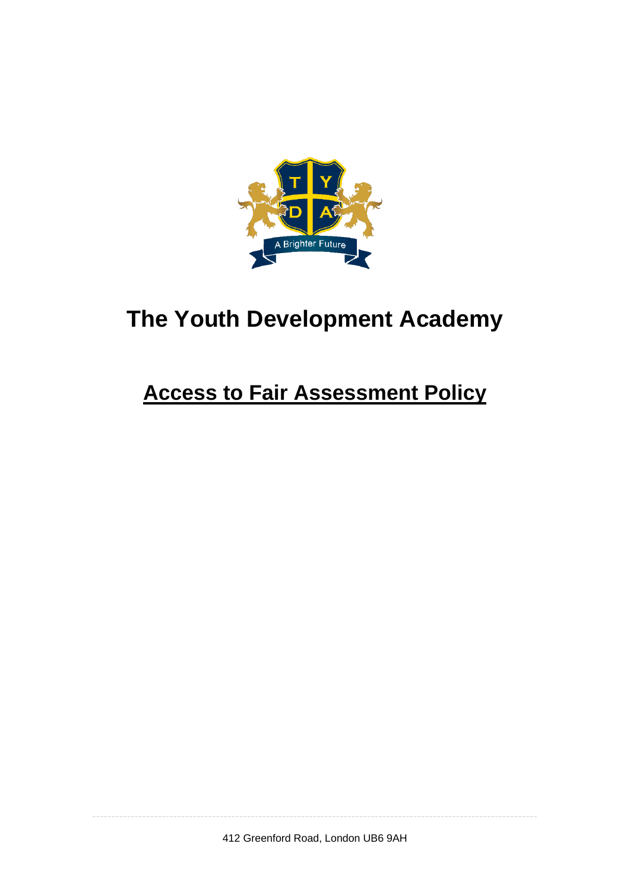# The Youth Development Academy

## Access to Fair Assessment Policy

412 Greenford Road, London UB6 9AH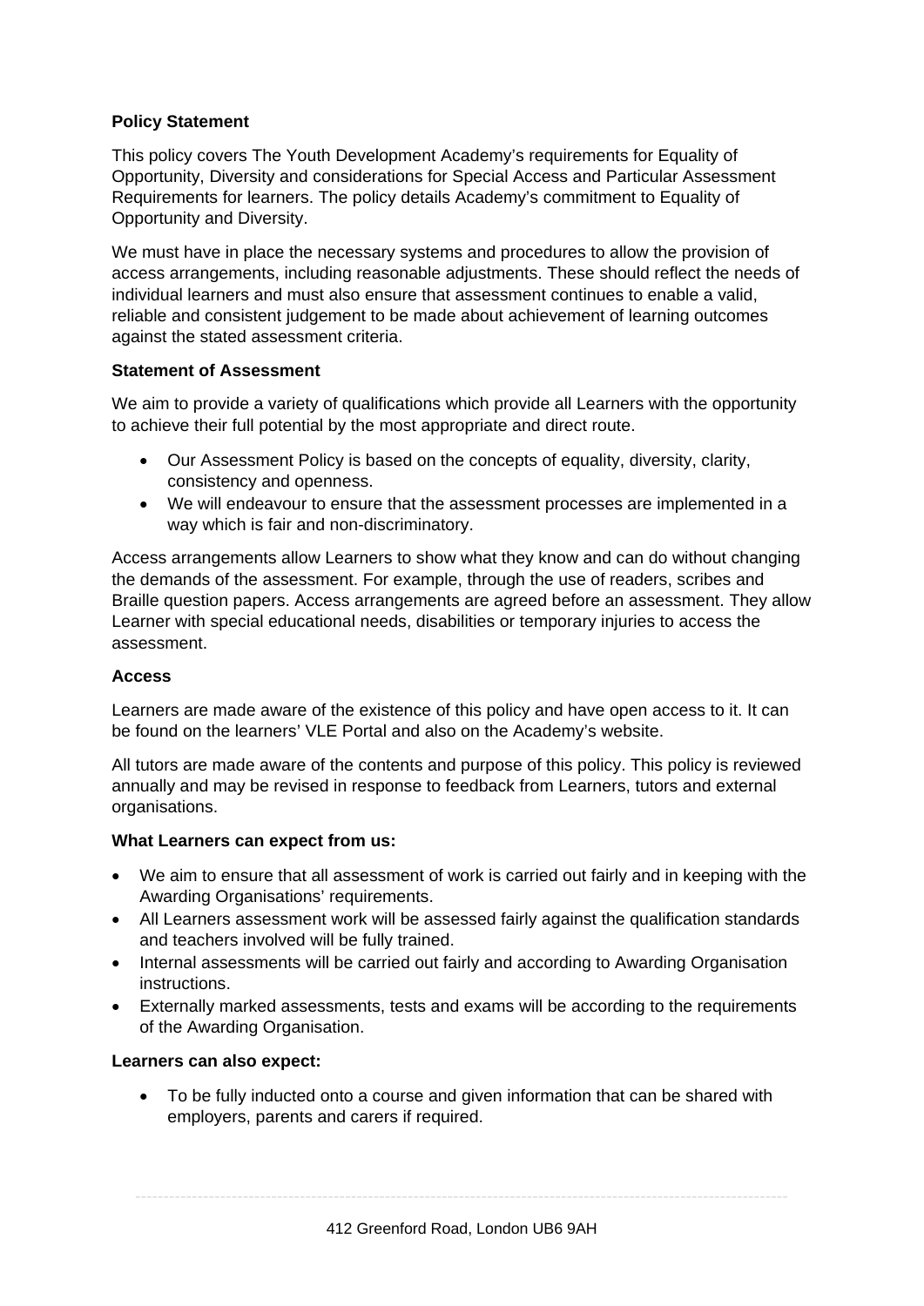**Policy Statement**

This policy covers The Youth Development Academy's requirements for Equality of Opportunity, Diversity and considerations for Special Access and Particular Assessment Requirements for learners. The policy details Academy's commitment to Equality of Opportunity and Diversity.

We must have in place the necessary systems and procedures to allow the provision of access arrangements, including reasonable adjustments. These should reflect the needs of individual learners and must also ensure that assessment continues to enable a valid, reliable and consistent judgement to be made about achievement of learning outcomes against the stated assessment criteria.

**Statement of Assessment**

We aim to provide a variety of qualifications which provide all Learners with the opportunity to achieve their full potential by the most appropriate and direct route.

- Our Assessment Policy is based on the concepts of equality, diversity, clarity, consistency and openness.
- We will endeavour to ensure that the assessment processes are implemented in a way which is fair and non-discriminatory.

Access arrangements allow Learners to show what they know and can do without changing the demands of the assessment. For example, through the use of readers, scribes and Braille question papers. Access arrangements are agreed before an assessment. They allow Learner with special educational needs, disabilities or temporary injuries to access the assessment.

**Access**

Learners are made aware of the existence of this policy and have open access to it. It can be found on the learners' VLE Portal and also on the Academy's website.

All tutors are made aware of the contents and purpose of this policy. This policy is reviewed annually and may be revised in response to feedback from Learners, tutors and external organisations.

**What Learners can expect from us:**

- We aim to ensure that all assessment of work is carried out fairly and in keeping with the Awarding Organisations' requirements.
- All Learners assessment work will be assessed fairly against the qualification standards and teachers involved will be fully trained.
- Internal assessments will be carried out fairly and according to Awarding Organisation instructions.
- Externally marked assessments, tests and exams will be according to the requirements of the Awarding Organisation.

**Learners can also expect:**

- To be fully inducted onto a course and given information that can be shared with employers, parents and carers if required.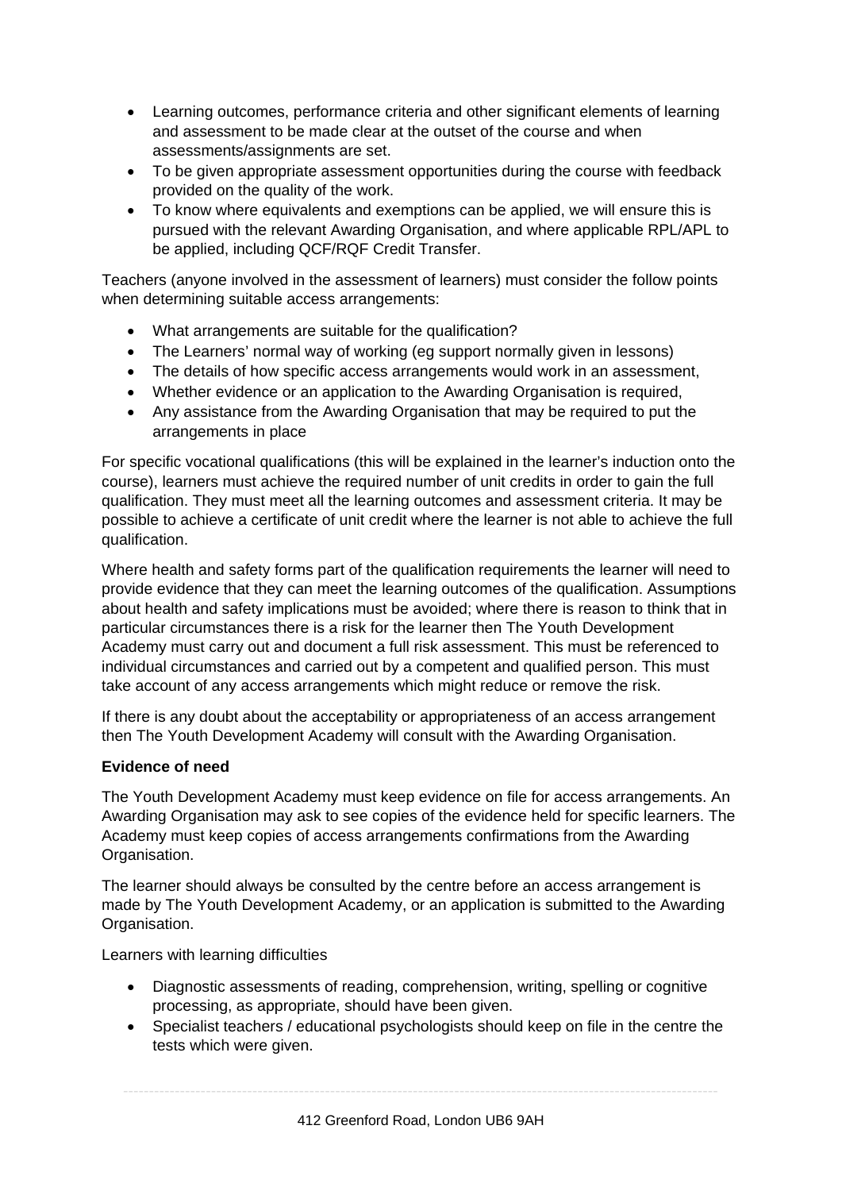- Learning outcomes, performance criteria and other significant elements of learning and assessment to be made clear at the outset of the course and when assessments/assignments are set.
- To be given appropriate assessment opportunities during the course with feedback provided on the quality of the work.
- To know where equivalents and exemptions can be applied, we will ensure this is pursued with the relevant Awarding Organisation, and where applicable RPL/APL to be applied, including QCF/RQF Credit Transfer.

Teachers (anyone involved in the assessment of learners) must consider the follow points when determining suitable access arrangements:

- What arrangements are suitable for the qualification?
- The Learners' normal way of working (eg support normally given in lessons)
- The details of how specific access arrangements would work in an assessment,
- Whether evidence or an application to the Awarding Organisation is required,
- Any assistance from the Awarding Organisation that may be required to put the arrangements in place

For specific vocational qualifications (this will be explained in the learner's induction onto the course), learners must achieve the required number of unit credits in order to gain the full qualification. They must meet all the learning outcomes and assessment criteria. It may be possible to achieve a certificate of unit credit where the learner is not able to achieve the full qualification.

Where health and safety forms part of the qualification requirements the learner will need to provide evidence that they can meet the learning outcomes of the qualification. Assumptions about health and safety implications must be avoided; where there is reason to think that in particular circumstances there is a risk for the learner then The Youth Development Academy must carry out and document a full risk assessment. This must be referenced to individual circumstances and carried out by a competent and qualified person. This must take account of any access arrangements which might reduce or remove the risk.

If there is any doubt about the acceptability or appropriateness of an access arrangement then The Youth Development Academy will consult with the Awarding Organisation.

**Evidence of need**

The Youth Development Academy must keep evidence on file for access arrangements. An Awarding Organisation may ask to see copies of the evidence held for specific learners. The Academy must keep copies of access arrangements confirmations from the Awarding Organisation.

The learner should always be consulted by the centre before an access arrangement is made by The Youth Development Academy, or an application is submitted to the Awarding Organisation.

Learners with learning difficulties

- Diagnostic assessments of reading, comprehension, writing, spelling or cognitive processing, as appropriate, should have been given.
- Specialist teachers / educational psychologists should keep on file in the centre the tests which were given.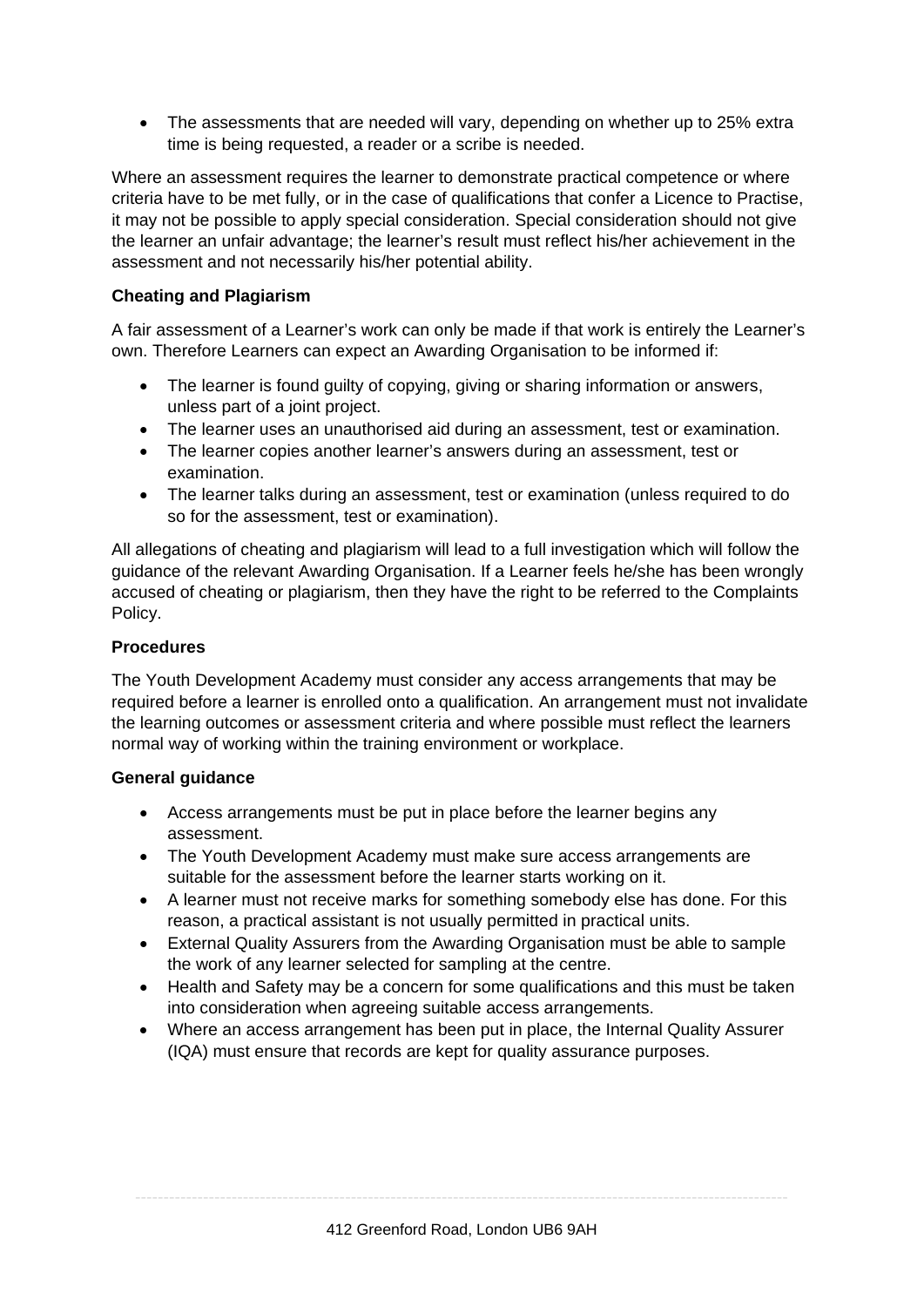- The assessments that are needed will vary, depending on whether up to 25% extra time is being requested, a reader or a scribe is needed.

Where an assessment requires the learner to demonstrate practical competence or where criteria have to be met fully, or in the case of qualifications that confer a Licence to Practise, it may not be possible to apply special consideration. Special consideration should not give the learner an unfair advantage; the learner's result must reflect his/her achievement in the assessment and not necessarily his/her potential ability.

**Cheating and Plagiarism**

A fair assessment of a Learner's work can only be made if that work is entirely the Learner's own. Therefore Learners can expect an Awarding Organisation to be informed if:

- The learner is found guilty of copying, giving or sharing information or answers, unless part of a joint project.
- The learner uses an unauthorised aid during an assessment, test or examination.
- The learner copies another learner's answers during an assessment, test or examination.
- The learner talks during an assessment, test or examination (unless required to do so for the assessment, test or examination).

All allegations of cheating and plagiarism will lead to a full investigation which will follow the guidance of the relevant Awarding Organisation. If a Learner feels he/she has been wrongly accused of cheating or plagiarism, then they have the right to be referred to the Complaints Policy.

**Procedures**

The Youth Development Academy must consider any access arrangements that may be required before a learner is enrolled onto a qualification. An arrangement must not invalidate the learning outcomes or assessment criteria and where possible must reflect the learners normal way of working within the training environment or workplace.

**General guidance**

- Access arrangements must be put in place before the learner begins any assessment.
- The Youth Development Academy must make sure access arrangements are suitable for the assessment before the learner starts working on it.
- A learner must not receive marks for something somebody else has done. For this reason, a practical assistant is not usually permitted in practical units.
- External Quality Assurers from the Awarding Organisation must be able to sample the work of any learner selected for sampling at the centre.
- Health and Safety may be a concern for some qualifications and this must be taken into consideration when agreeing suitable access arrangements.
- Where an access arrangement has been put in place, the Internal Quality Assurer (IQA) must ensure that records are kept for quality assurance purposes.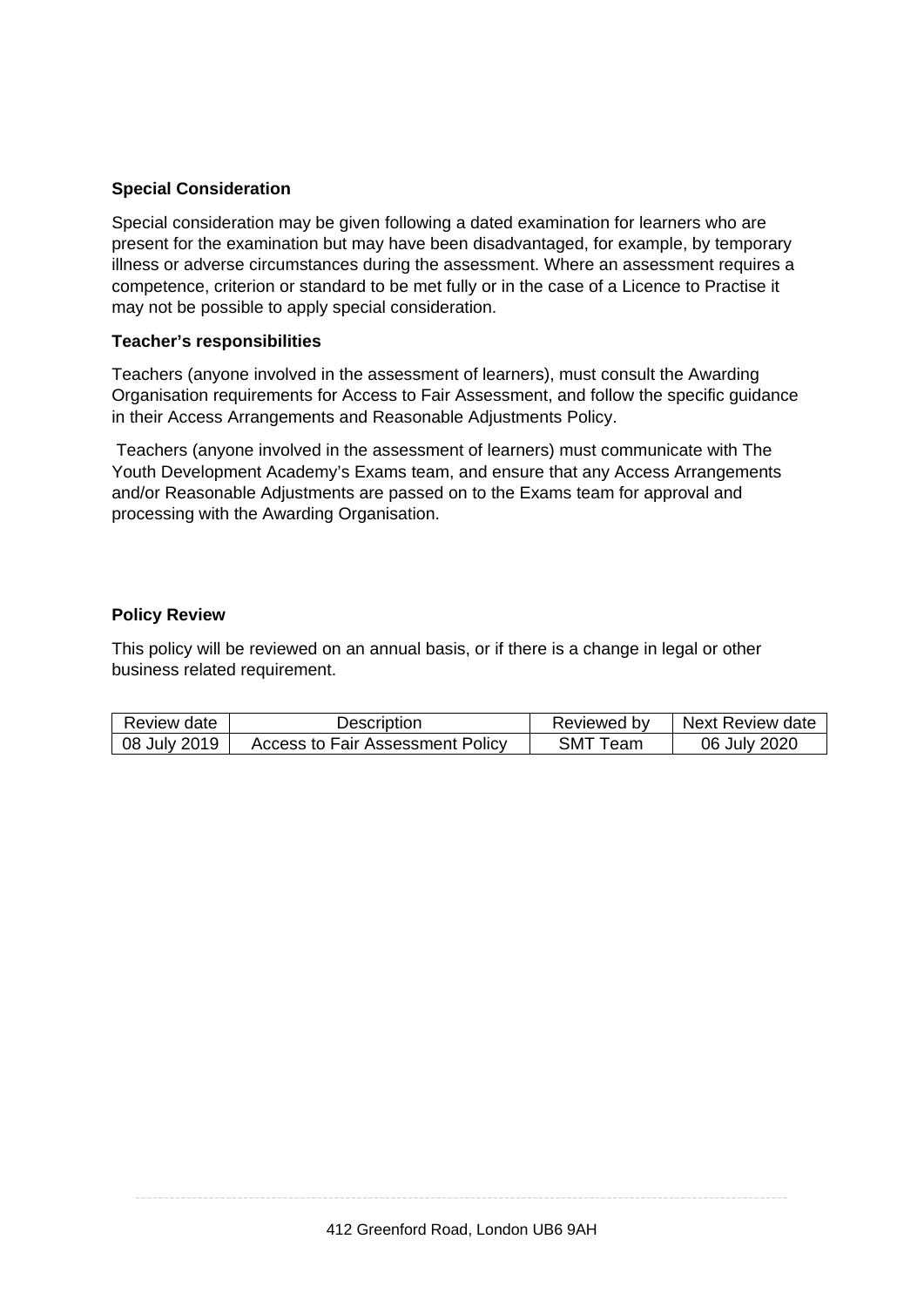**Special Consideration**

Special consideration may be given following a dated examination for learners who are present for the examination but may have been disadvantaged, for example, by temporary illness or adverse circumstances during the assessment. Where an assessment requires a competence, criterion or standard to be met fully or in the case of a Licence to Practise it may not be possible to apply special consideration.

**Teacher's responsibilities**

Teachers (anyone involved in the assessment of learners), must consult the Awarding Organisation requirements for Access to Fair Assessment, and follow the specific guidance in their Access Arrangements and Reasonable Adjustments Policy.

Teachers (anyone involved in the assessment of learners) must communicate with The Youth Development Academy's Exams team, and ensure that any Access Arrangements and/or Reasonable Adjustments are passed on to the Exams team for approval and processing with the Awarding Organisation.

**Policy Review**

This policy will be reviewed on an annual basis, or if there is a change in legal or other business related requirement.

| Review date | Description | Reviewed by | Next Review date |
|---|---|---|---|
| 08 July 2019 | Access to Fair Assessment Policy | SMT Team | 06 July 2020 |